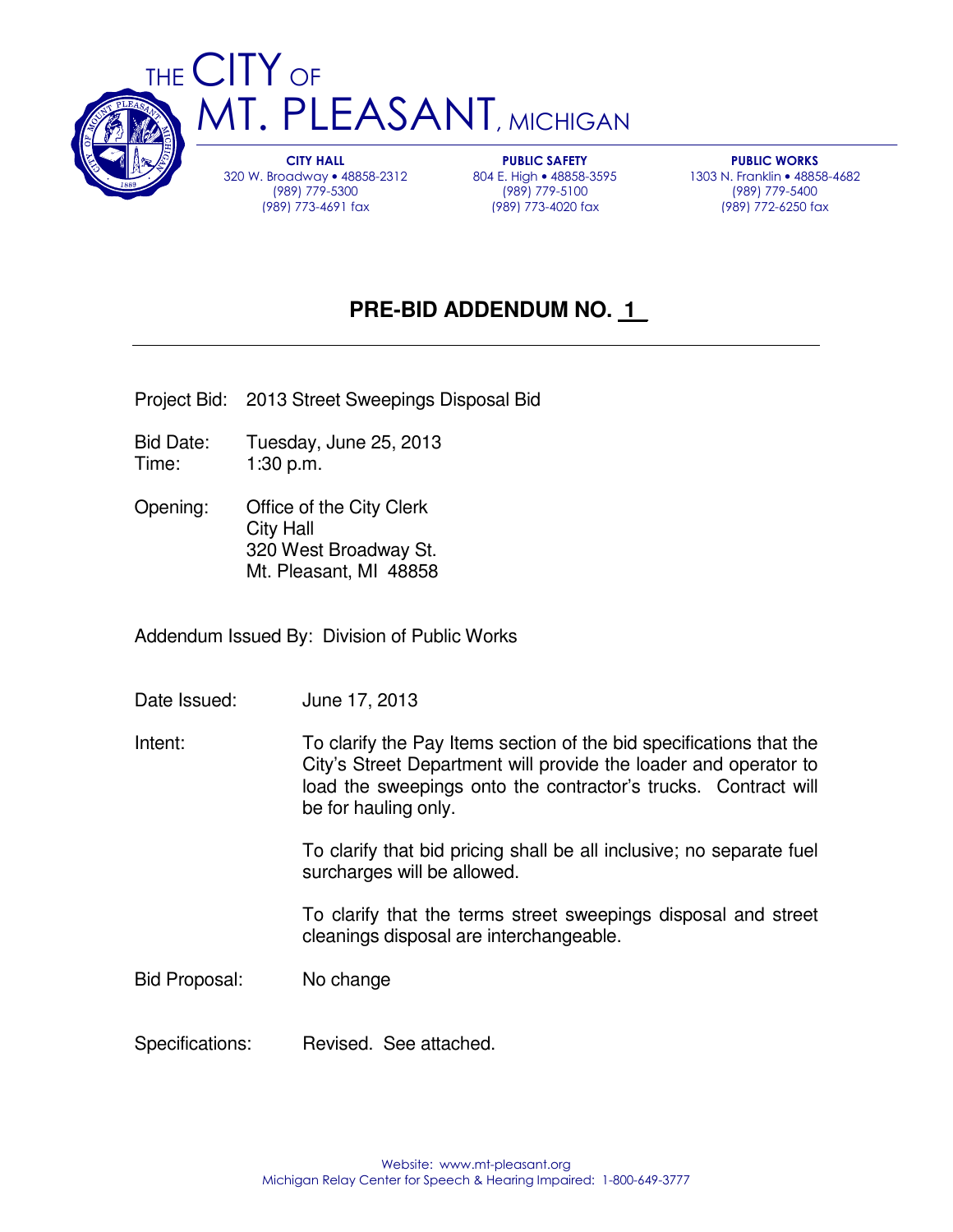# THE CITY OF MT. PLEASANT, MICHIGAN

**CITY HALL**
320 W. Broadway • 48858-2312
(989) 779-5300
(989) 773-4691 fax

**PUBLIC SAFETY**
804 E. High • 48858-3595
(989) 779-5100
(989) 773-4020 fax

**PUBLIC WORKS**
1303 N. Franklin • 48858-4682
(989) 779-5400
(989) 772-6250 fax

## PRE-BID ADDENDUM NO. 1

Project Bid: 2013 Street Sweepings Disposal Bid

Bid Date: Tuesday, June 25, 2013
Time: 1:30 p.m.

Opening: Office of the City Clerk
City Hall
320 West Broadway St.
Mt. Pleasant, MI 48858

Addendum Issued By: Division of Public Works

Date Issued: June 17, 2013

Intent: To clarify the Pay Items section of the bid specifications that the City's Street Department will provide the loader and operator to load the sweepings onto the contractor's trucks. Contract will be for hauling only.

To clarify that bid pricing shall be all inclusive; no separate fuel surcharges will be allowed.

To clarify that the terms street sweepings disposal and street cleanings disposal are interchangeable.

Bid Proposal: No change

Specifications: Revised. See attached.

Website: www.mt-pleasant.org
Michigan Relay Center for Speech & Hearing Impaired: 1-800-649-3777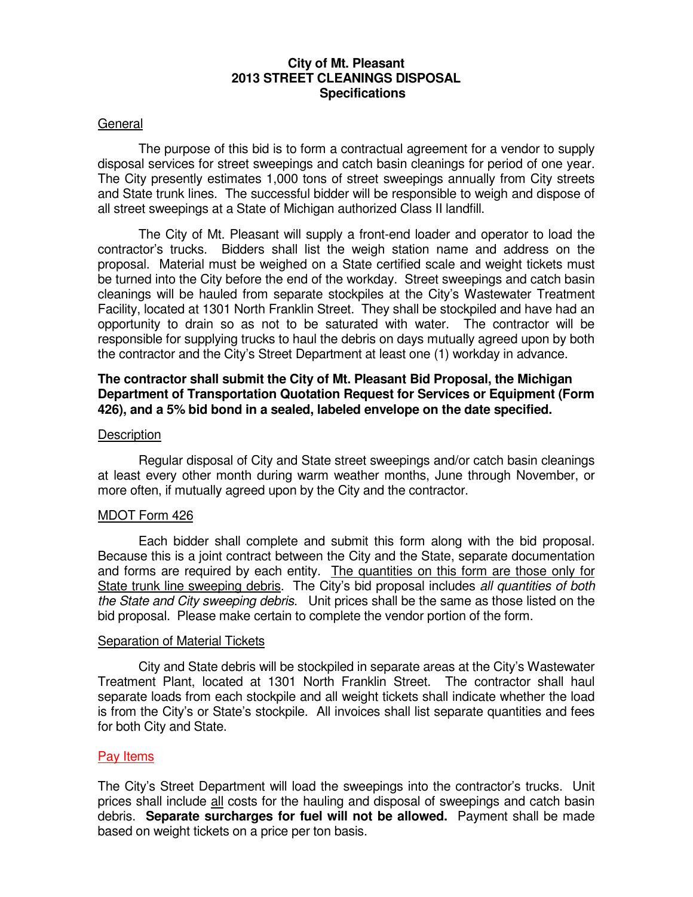**City of Mt. Pleasant**
**2013 STREET CLEANINGS DISPOSAL**
**Specifications**

General

The purpose of this bid is to form a contractual agreement for a vendor to supply disposal services for street sweepings and catch basin cleanings for period of one year. The City presently estimates 1,000 tons of street sweepings annually from City streets and State trunk lines. The successful bidder will be responsible to weigh and dispose of all street sweepings at a State of Michigan authorized Class II landfill.

The City of Mt. Pleasant will supply a front-end loader and operator to load the contractor's trucks. Bidders shall list the weigh station name and address on the proposal. Material must be weighed on a State certified scale and weight tickets must be turned into the City before the end of the workday. Street sweepings and catch basin cleanings will be hauled from separate stockpiles at the City's Wastewater Treatment Facility, located at 1301 North Franklin Street. They shall be stockpiled and have had an opportunity to drain so as not to be saturated with water. The contractor will be responsible for supplying trucks to haul the debris on days mutually agreed upon by both the contractor and the City's Street Department at least one (1) workday in advance.

**The contractor shall submit the City of Mt. Pleasant Bid Proposal, the Michigan Department of Transportation Quotation Request for Services or Equipment (Form 426), and a 5% bid bond in a sealed, labeled envelope on the date specified.**

Description

Regular disposal of City and State street sweepings and/or catch basin cleanings at least every other month during warm weather months, June through November, or more often, if mutually agreed upon by the City and the contractor.

MDOT Form 426

Each bidder shall complete and submit this form along with the bid proposal. Because this is a joint contract between the City and the State, separate documentation and forms are required by each entity. The quantities on this form are those only for State trunk line sweeping debris. The City's bid proposal includes *all quantities of both the State and City sweeping debris*. Unit prices shall be the same as those listed on the bid proposal. Please make certain to complete the vendor portion of the form.

Separation of Material Tickets

City and State debris will be stockpiled in separate areas at the City's Wastewater Treatment Plant, located at 1301 North Franklin Street. The contractor shall haul separate loads from each stockpile and all weight tickets shall indicate whether the load is from the City's or State's stockpile. All invoices shall list separate quantities and fees for both City and State.

Pay Items

The City's Street Department will load the sweepings into the contractor's trucks. Unit prices shall include all costs for the hauling and disposal of sweepings and catch basin debris. **Separate surcharges for fuel will not be allowed.** Payment shall be made based on weight tickets on a price per ton basis.